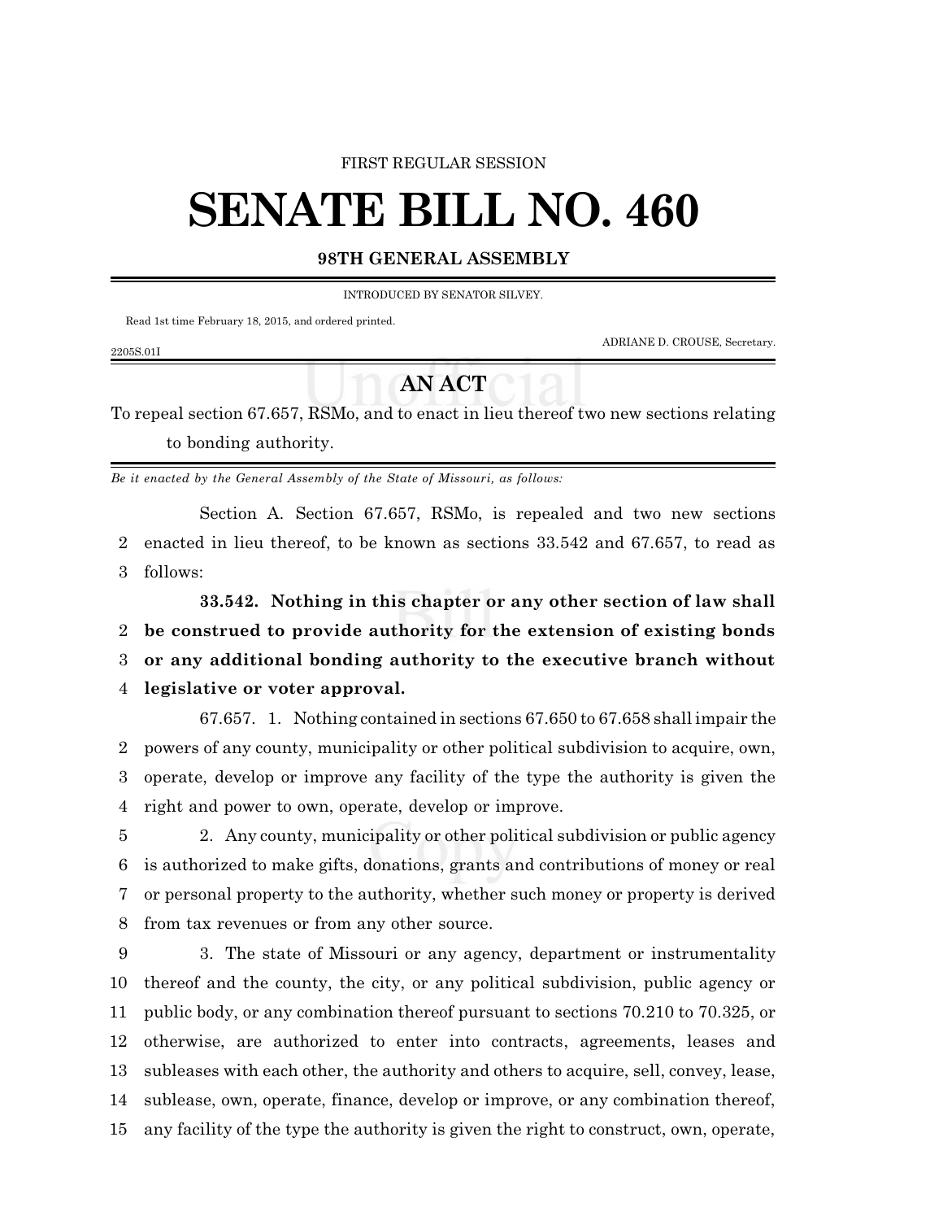FIRST REGULAR SESSION

# SENATE BILL NO. 460

## 98TH GENERAL ASSEMBLY

INTRODUCED BY SENATOR SILVEY.

Read 1st time February 18, 2015, and ordered printed.

ADRIANE D. CROUSE, Secretary.

2205S.01I

## AN ACT

To repeal section 67.657, RSMo, and to enact in lieu thereof two new sections relating to bonding authority.

*Be it enacted by the General Assembly of the State of Missouri, as follows:*

Section A. Section 67.657, RSMo, is repealed and two new sections enacted in lieu thereof, to be known as sections 33.542 and 67.657, to read as follows:

**33.542. Nothing in this chapter or any other section of law shall be construed to provide authority for the extension of existing bonds or any additional bonding authority to the executive branch without legislative or voter approval.**

67.657. 1. Nothing contained in sections 67.650 to 67.658 shall impair the powers of any county, municipality or other political subdivision to acquire, own, operate, develop or improve any facility of the type the authority is given the right and power to own, operate, develop or improve.

2. Any county, municipality or other political subdivision or public agency is authorized to make gifts, donations, grants and contributions of money or real or personal property to the authority, whether such money or property is derived from tax revenues or from any other source.

3. The state of Missouri or any agency, department or instrumentality thereof and the county, the city, or any political subdivision, public agency or public body, or any combination thereof pursuant to sections 70.210 to 70.325, or otherwise, are authorized to enter into contracts, agreements, leases and subleases with each other, the authority and others to acquire, sell, convey, lease, sublease, own, operate, finance, develop or improve, or any combination thereof, any facility of the type the authority is given the right to construct, own, operate,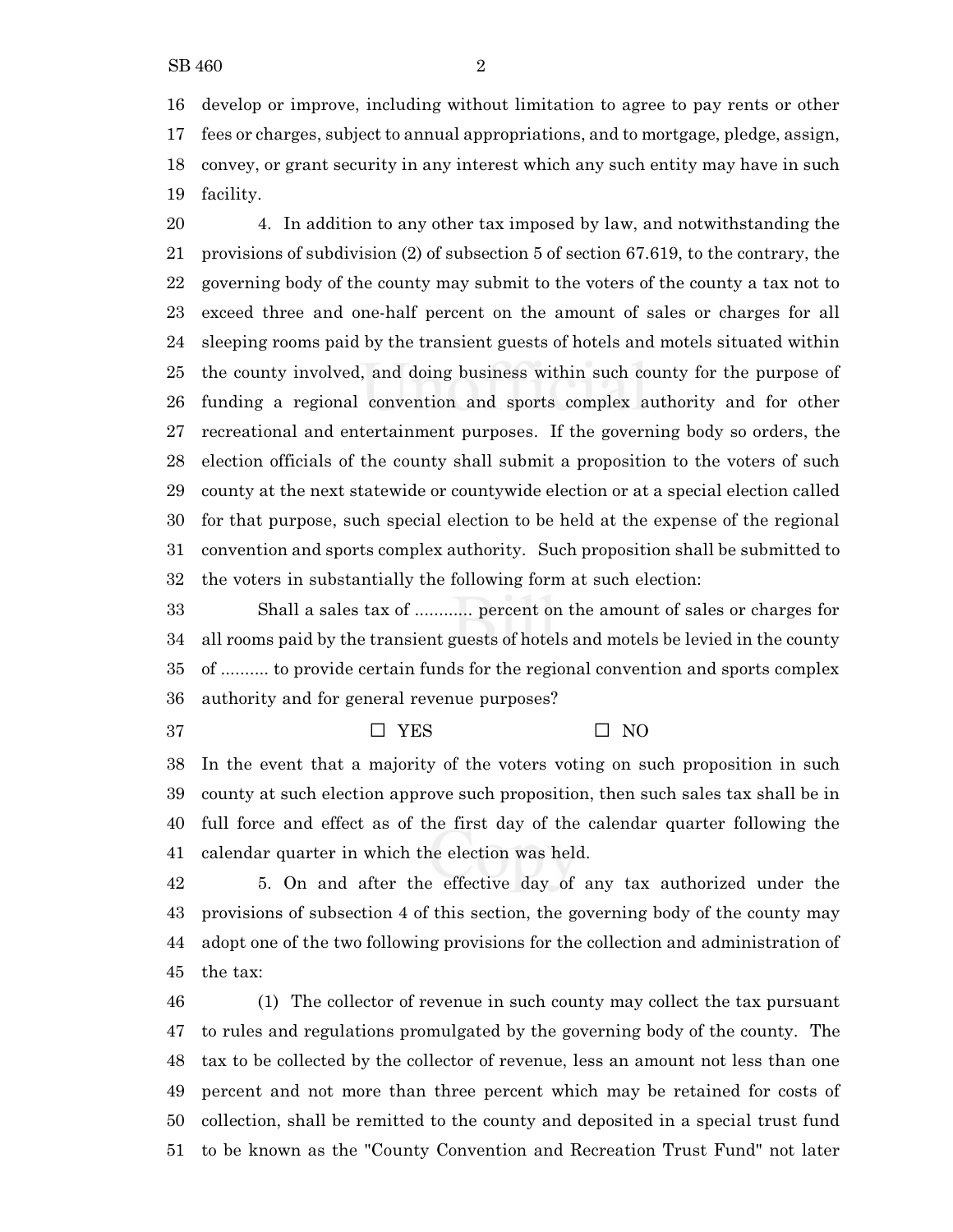develop or improve, including without limitation to agree to pay rents or other fees or charges, subject to annual appropriations, and to mortgage, pledge, assign, convey, or grant security in any interest which any such entity may have in such facility.

4. In addition to any other tax imposed by law, and notwithstanding the provisions of subdivision (2) of subsection 5 of section 67.619, to the contrary, the governing body of the county may submit to the voters of the county a tax not to exceed three and one-half percent on the amount of sales or charges for all sleeping rooms paid by the transient guests of hotels and motels situated within the county involved, and doing business within such county for the purpose of funding a regional convention and sports complex authority and for other recreational and entertainment purposes. If the governing body so orders, the election officials of the county shall submit a proposition to the voters of such county at the next statewide or countywide election or at a special election called for that purpose, such special election to be held at the expense of the regional convention and sports complex authority. Such proposition shall be submitted to the voters in substantially the following form at such election:

Shall a sales tax of ............ percent on the amount of sales or charges for all rooms paid by the transient guests of hotels and motels be levied in the county of .......... to provide certain funds for the regional convention and sports complex authority and for general revenue purposes?

☐ YES ☐ NO

In the event that a majority of the voters voting on such proposition in such county at such election approve such proposition, then such sales tax shall be in full force and effect as of the first day of the calendar quarter following the calendar quarter in which the election was held.

5. On and after the effective day of any tax authorized under the provisions of subsection 4 of this section, the governing body of the county may adopt one of the two following provisions for the collection and administration of the tax:

(1) The collector of revenue in such county may collect the tax pursuant to rules and regulations promulgated by the governing body of the county. The tax to be collected by the collector of revenue, less an amount not less than one percent and not more than three percent which may be retained for costs of collection, shall be remitted to the county and deposited in a special trust fund to be known as the "County Convention and Recreation Trust Fund" not later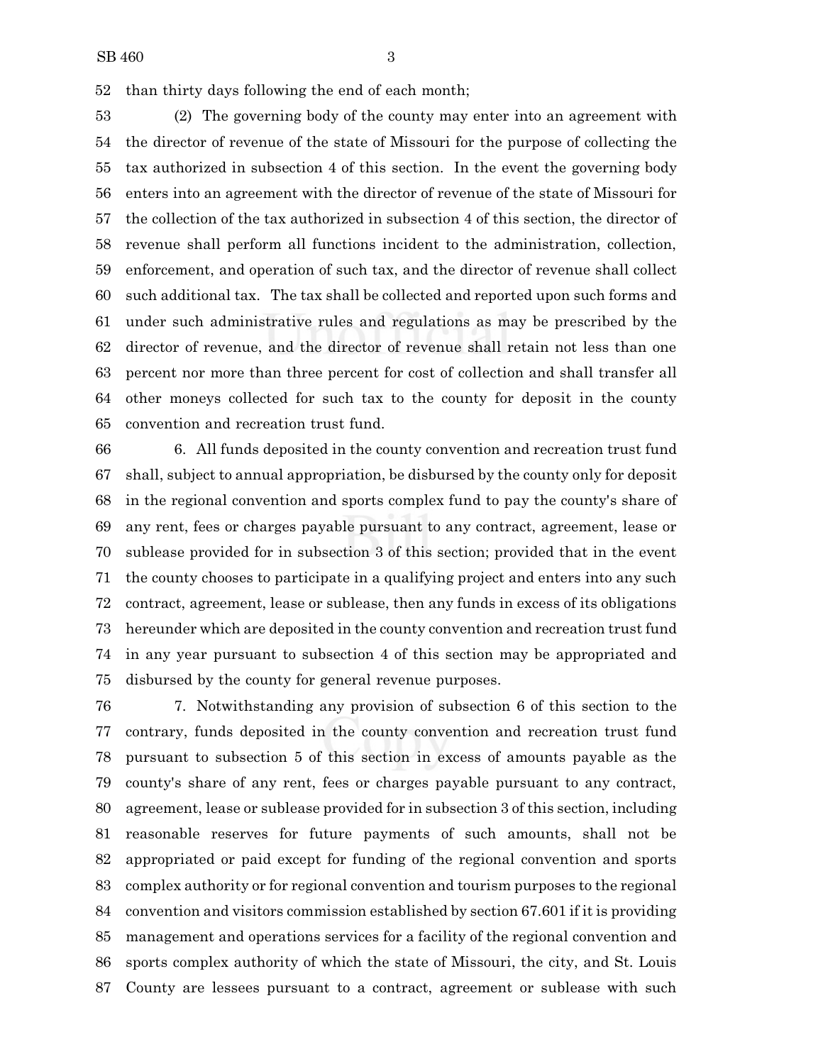than thirty days following the end of each month;

(2) The governing body of the county may enter into an agreement with the director of revenue of the state of Missouri for the purpose of collecting the tax authorized in subsection 4 of this section. In the event the governing body enters into an agreement with the director of revenue of the state of Missouri for the collection of the tax authorized in subsection 4 of this section, the director of revenue shall perform all functions incident to the administration, collection, enforcement, and operation of such tax, and the director of revenue shall collect such additional tax. The tax shall be collected and reported upon such forms and under such administrative rules and regulations as may be prescribed by the director of revenue, and the director of revenue shall retain not less than one percent nor more than three percent for cost of collection and shall transfer all other moneys collected for such tax to the county for deposit in the county convention and recreation trust fund.

6. All funds deposited in the county convention and recreation trust fund shall, subject to annual appropriation, be disbursed by the county only for deposit in the regional convention and sports complex fund to pay the county's share of any rent, fees or charges payable pursuant to any contract, agreement, lease or sublease provided for in subsection 3 of this section; provided that in the event the county chooses to participate in a qualifying project and enters into any such contract, agreement, lease or sublease, then any funds in excess of its obligations hereunder which are deposited in the county convention and recreation trust fund in any year pursuant to subsection 4 of this section may be appropriated and disbursed by the county for general revenue purposes.

7. Notwithstanding any provision of subsection 6 of this section to the contrary, funds deposited in the county convention and recreation trust fund pursuant to subsection 5 of this section in excess of amounts payable as the county's share of any rent, fees or charges payable pursuant to any contract, agreement, lease or sublease provided for in subsection 3 of this section, including reasonable reserves for future payments of such amounts, shall not be appropriated or paid except for funding of the regional convention and sports complex authority or for regional convention and tourism purposes to the regional convention and visitors commission established by section 67.601 if it is providing management and operations services for a facility of the regional convention and sports complex authority of which the state of Missouri, the city, and St. Louis County are lessees pursuant to a contract, agreement or sublease with such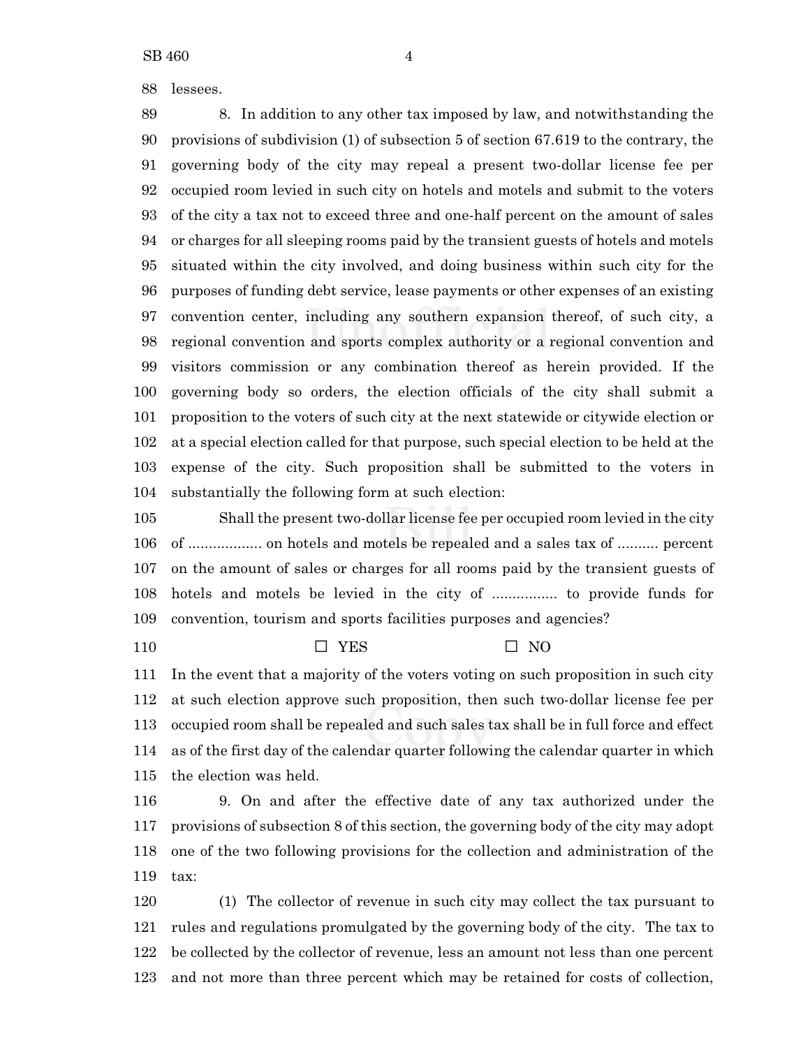lessees.

8. In addition to any other tax imposed by law, and notwithstanding the provisions of subdivision (1) of subsection 5 of section 67.619 to the contrary, the governing body of the city may repeal a present two-dollar license fee per occupied room levied in such city on hotels and motels and submit to the voters of the city a tax not to exceed three and one-half percent on the amount of sales or charges for all sleeping rooms paid by the transient guests of hotels and motels situated within the city involved, and doing business within such city for the purposes of funding debt service, lease payments or other expenses of an existing convention center, including any southern expansion thereof, of such city, a regional convention and sports complex authority or a regional convention and visitors commission or any combination thereof as herein provided. If the governing body so orders, the election officials of the city shall submit a proposition to the voters of such city at the next statewide or citywide election or at a special election called for that purpose, such special election to be held at the expense of the city. Such proposition shall be submitted to the voters in substantially the following form at such election:

Shall the present two-dollar license fee per occupied room levied in the city of .................. on hotels and motels be repealed and a sales tax of .......... percent on the amount of sales or charges for all rooms paid by the transient guests of hotels and motels be levied in the city of ................ to provide funds for convention, tourism and sports facilities purposes and agencies?

☐ YES ☐ NO

In the event that a majority of the voters voting on such proposition in such city at such election approve such proposition, then such two-dollar license fee per occupied room shall be repealed and such sales tax shall be in full force and effect as of the first day of the calendar quarter following the calendar quarter in which the election was held.

9. On and after the effective date of any tax authorized under the provisions of subsection 8 of this section, the governing body of the city may adopt one of the two following provisions for the collection and administration of the tax:

(1) The collector of revenue in such city may collect the tax pursuant to rules and regulations promulgated by the governing body of the city. The tax to be collected by the collector of revenue, less an amount not less than one percent and not more than three percent which may be retained for costs of collection,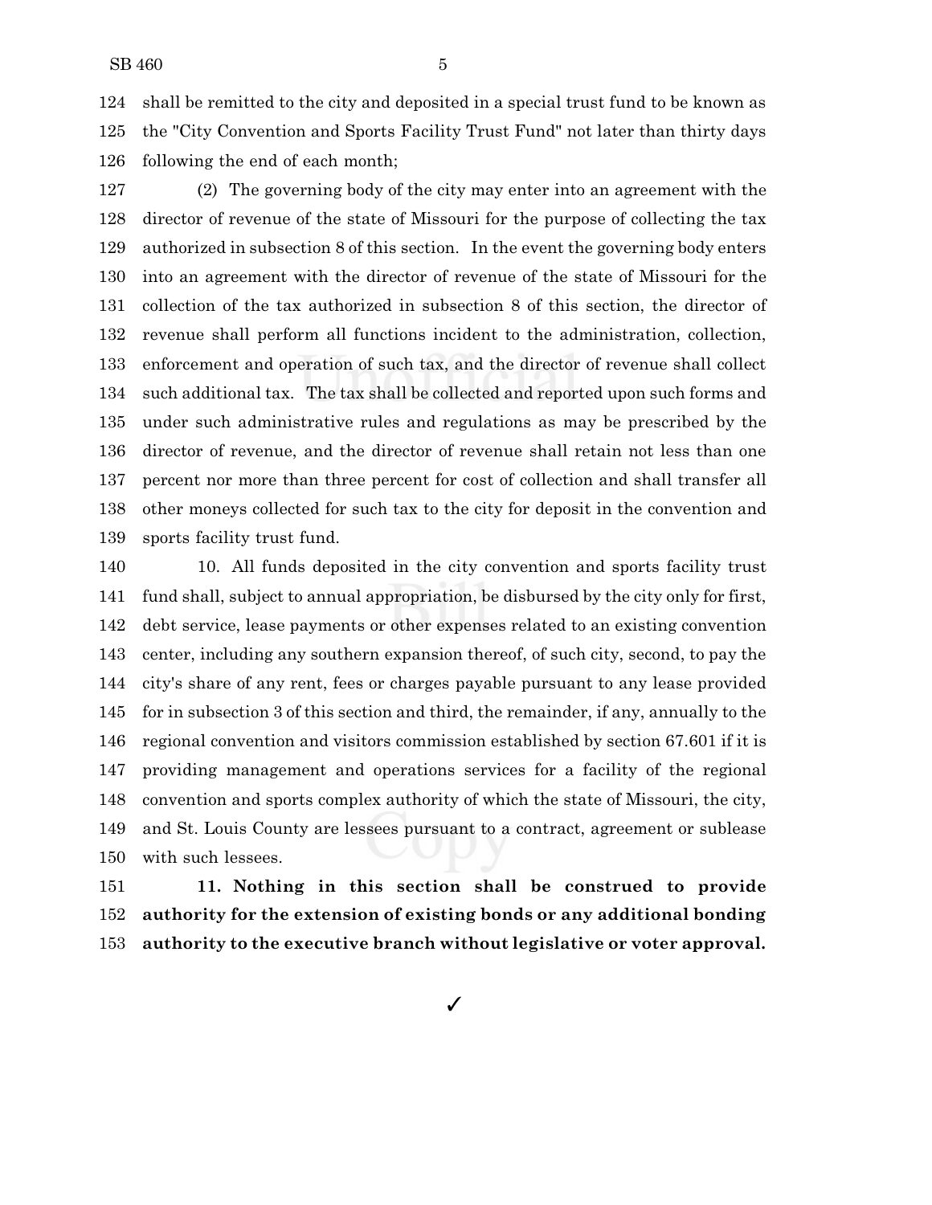shall be remitted to the city and deposited in a special trust fund to be known as the "City Convention and Sports Facility Trust Fund" not later than thirty days following the end of each month;

(2) The governing body of the city may enter into an agreement with the director of revenue of the state of Missouri for the purpose of collecting the tax authorized in subsection 8 of this section. In the event the governing body enters into an agreement with the director of revenue of the state of Missouri for the collection of the tax authorized in subsection 8 of this section, the director of revenue shall perform all functions incident to the administration, collection, enforcement and operation of such tax, and the director of revenue shall collect such additional tax. The tax shall be collected and reported upon such forms and under such administrative rules and regulations as may be prescribed by the director of revenue, and the director of revenue shall retain not less than one percent nor more than three percent for cost of collection and shall transfer all other moneys collected for such tax to the city for deposit in the convention and sports facility trust fund.

10. All funds deposited in the city convention and sports facility trust fund shall, subject to annual appropriation, be disbursed by the city only for first, debt service, lease payments or other expenses related to an existing convention center, including any southern expansion thereof, of such city, second, to pay the city's share of any rent, fees or charges payable pursuant to any lease provided for in subsection 3 of this section and third, the remainder, if any, annually to the regional convention and visitors commission established by section 67.601 if it is providing management and operations services for a facility of the regional convention and sports complex authority of which the state of Missouri, the city, and St. Louis County are lessees pursuant to a contract, agreement or sublease with such lessees.

**11. Nothing in this section shall be construed to provide authority for the extension of existing bonds or any additional bonding authority to the executive branch without legislative or voter approval.**

✓